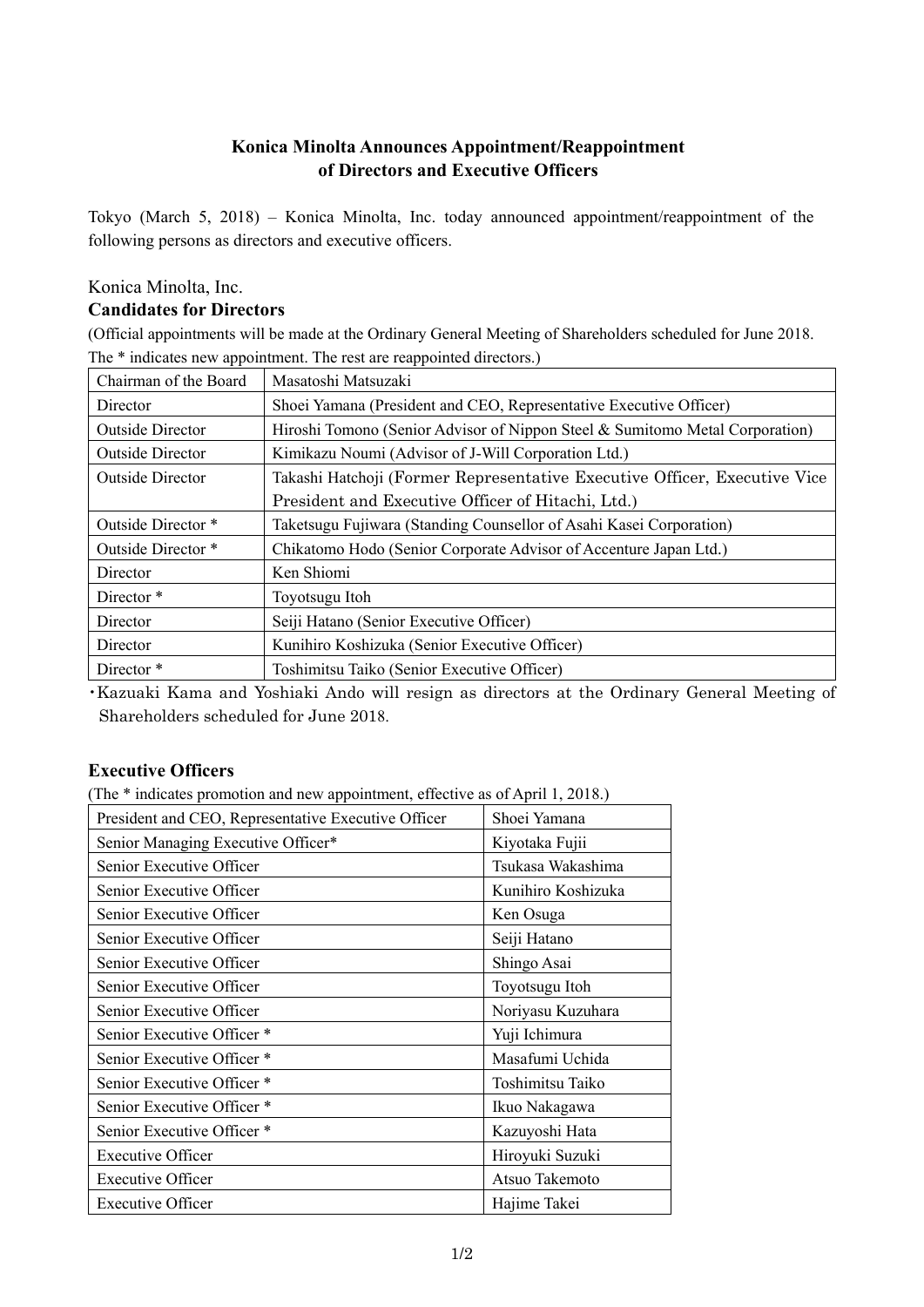# Konica Minolta Announces Appointment/Reappointment of Directors and Executive Officers

Tokyo (March 5, 2018) – Konica Minolta, Inc. today announced appointment/reappointment of the following persons as directors and executive officers.

Konica Minolta, Inc.

### Candidates for Directors

(Official appointments will be made at the Ordinary General Meeting of Shareholders scheduled for June 2018. The * indicates new appointment. The rest are reappointed directors.)

| Chairman of the Board | Masatoshi Matsuzaki |
|---|---|
| Director | Shoei Yamana (President and CEO, Representative Executive Officer) |
| Outside Director | Hiroshi Tomono (Senior Advisor of Nippon Steel & Sumitomo Metal Corporation) |
| Outside Director | Kimikazu Noumi (Advisor of J-Will Corporation Ltd.) |
| Outside Director | Takashi Hatchoji (Former Representative Executive Officer, Executive Vice President and Executive Officer of Hitachi, Ltd.) |
| Outside Director * | Taketsugu Fujiwara (Standing Counsellor of Asahi Kasei Corporation) |
| Outside Director * | Chikatomo Hodo (Senior Corporate Advisor of Accenture Japan Ltd.) |
| Director | Ken Shiomi |
| Director * | Toyotsugu Itoh |
| Director | Seiji Hatano (Senior Executive Officer) |
| Director | Kunihiro Koshizuka (Senior Executive Officer) |
| Director * | Toshimitsu Taiko (Senior Executive Officer) |

・Kazuaki Kama and Yoshiaki Ando will resign as directors at the Ordinary General Meeting of Shareholders scheduled for June 2018.

### Executive Officers

(The * indicates promotion and new appointment, effective as of April 1, 2018.)

| President and CEO, Representative Executive Officer | Shoei Yamana |
|---|---|
| Senior Managing Executive Officer* | Kiyotaka Fujii |
| Senior Executive Officer | Tsukasa Wakashima |
| Senior Executive Officer | Kunihiro Koshizuka |
| Senior Executive Officer | Ken Osuga |
| Senior Executive Officer | Seiji Hatano |
| Senior Executive Officer | Shingo Asai |
| Senior Executive Officer | Toyotsugu Itoh |
| Senior Executive Officer | Noriyasu Kuzuhara |
| Senior Executive Officer * | Yuji Ichimura |
| Senior Executive Officer * | Masafumi Uchida |
| Senior Executive Officer * | Toshimitsu Taiko |
| Senior Executive Officer * | Ikuo Nakagawa |
| Senior Executive Officer * | Kazuyoshi Hata |
| Executive Officer | Hiroyuki Suzuki |
| Executive Officer | Atsuo Takemoto |
| Executive Officer | Hajime Takei |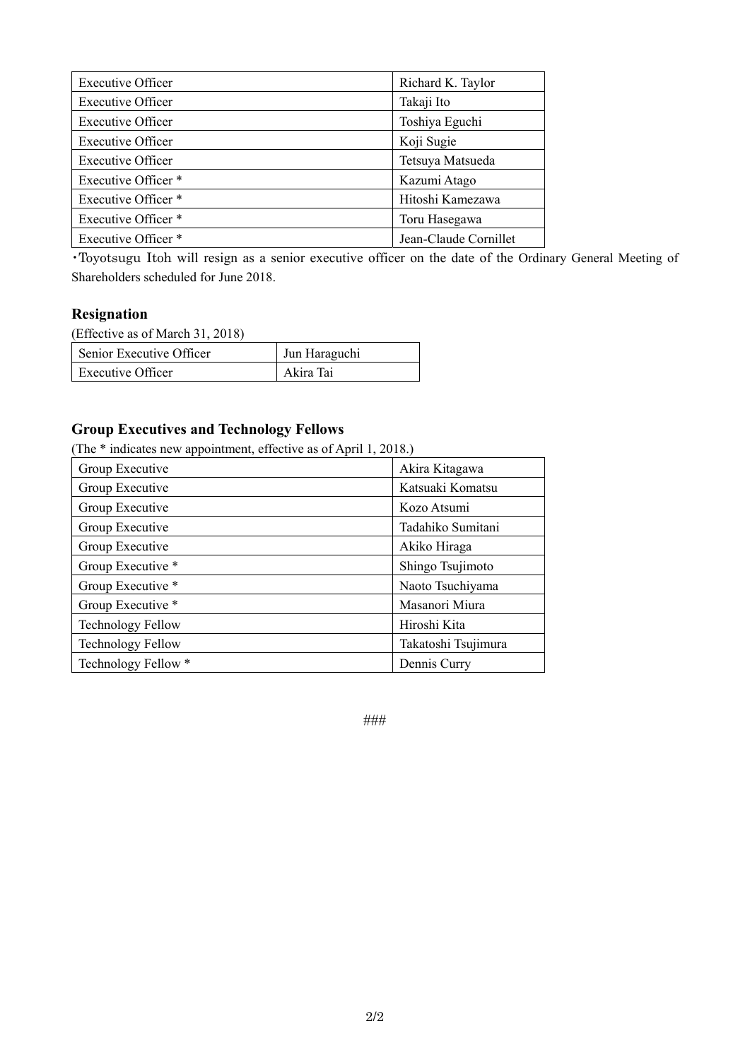| | |
|---|---|
| Executive Officer | Richard K. Taylor |
| Executive Officer | Takaji Ito |
| Executive Officer | Toshiya Eguchi |
| Executive Officer | Koji Sugie |
| Executive Officer | Tetsuya Matsueda |
| Executive Officer * | Kazumi Atago |
| Executive Officer * | Hitoshi Kamezawa |
| Executive Officer * | Toru Hasegawa |
| Executive Officer * | Jean-Claude Cornillet |

・Toyotsugu Itoh will resign as a senior executive officer on the date of the Ordinary General Meeting of Shareholders scheduled for June 2018.

## Resignation

(Effective as of March 31, 2018)

| | |
|---|---|
| Senior Executive Officer | Jun Haraguchi |
| Executive Officer | Akira Tai |

## Group Executives and Technology Fellows

(The * indicates new appointment, effective as of April 1, 2018.)

| | |
|---|---|
| Group Executive | Akira Kitagawa |
| Group Executive | Katsuaki Komatsu |
| Group Executive | Kozo Atsumi |
| Group Executive | Tadahiko Sumitani |
| Group Executive | Akiko Hiraga |
| Group Executive * | Shingo Tsujimoto |
| Group Executive * | Naoto Tsuchiyama |
| Group Executive * | Masanori Miura |
| Technology Fellow | Hiroshi Kita |
| Technology Fellow | Takatoshi Tsujimura |
| Technology Fellow * | Dennis Curry |

###